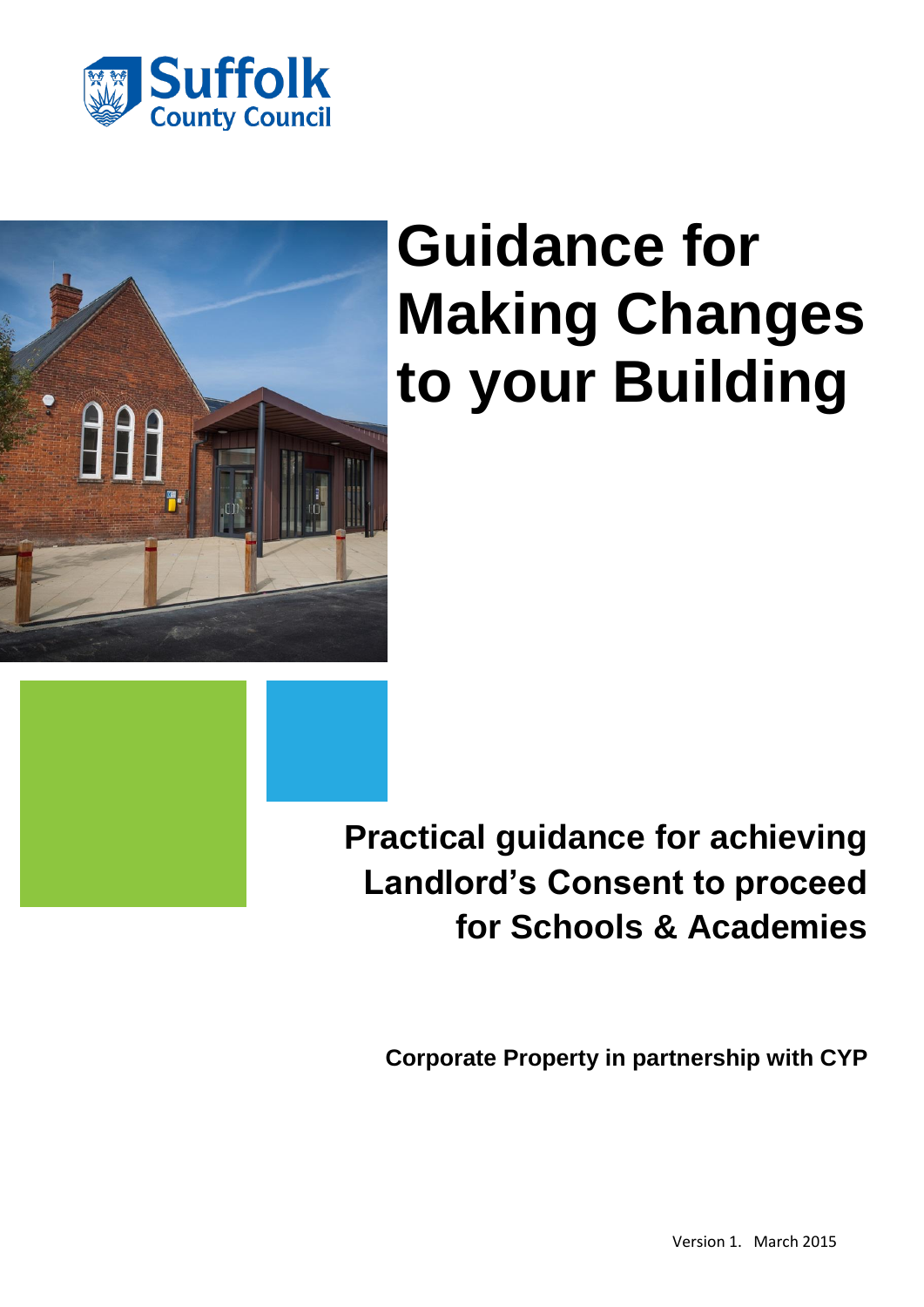Suffolk County Council

# Guidance for Making Changes to your Building

## Practical guidance for achieving Landlord's Consent to proceed for Schools & Academies

**Corporate Property in partnership with CYP**

Version 1. March 2015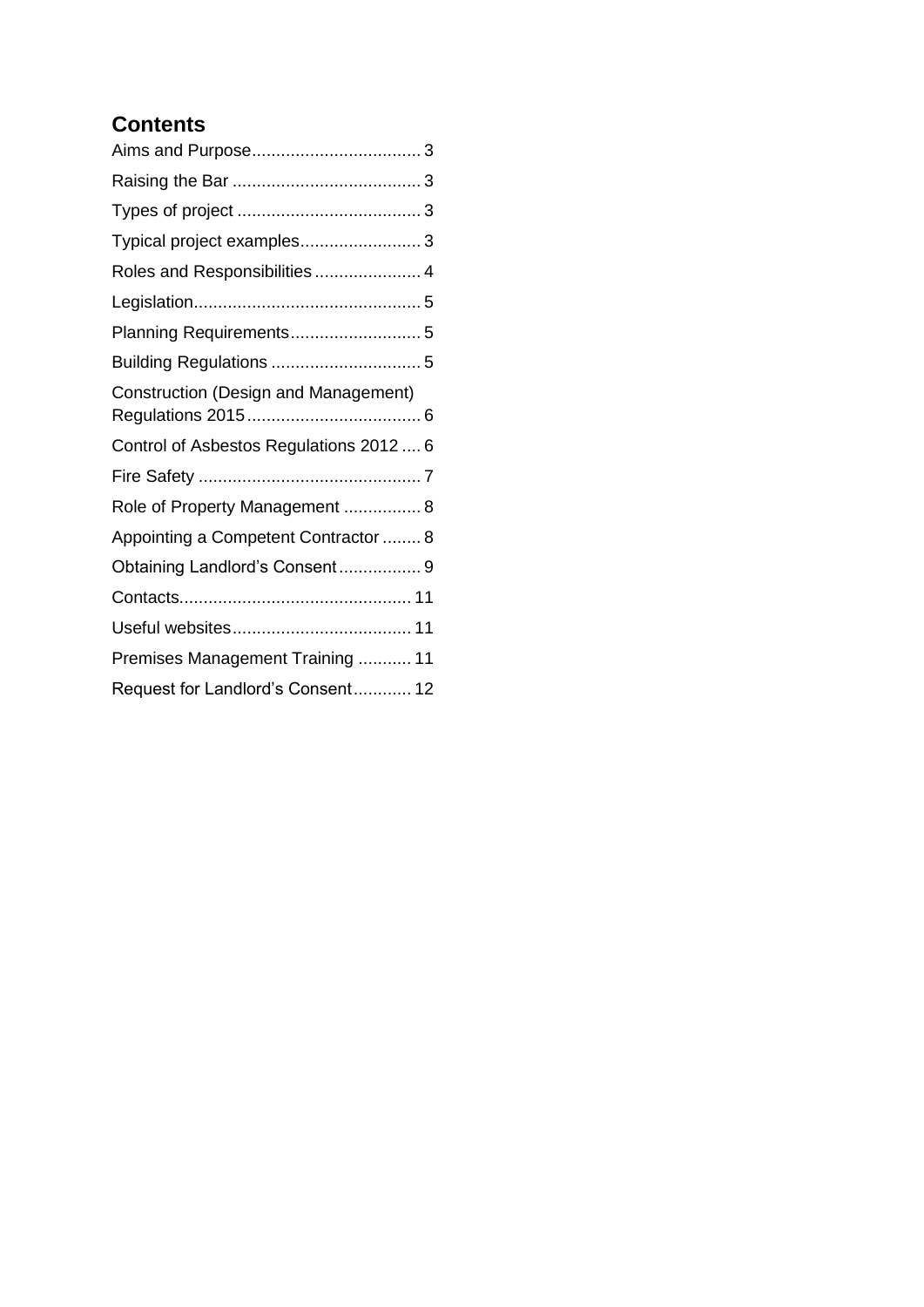## Contents

Aims and Purpose.................................. 3

Raising the Bar ...................................... 3

Types of project ...................................... 3

Typical project examples......................... 3

Roles and Responsibilities ...................... 4

Legislation.............................................. 5

Planning Requirements........................... 5

Building Regulations ............................... 5

Construction (Design and Management) Regulations 2015.................................... 6

Control of Asbestos Regulations 2012 .... 6

Fire Safety ............................................. 7

Role of Property Management ................ 8

Appointing a Competent Contractor ........ 8

Obtaining Landlord's Consent................. 9

Contacts............................................... 11

Useful websites..................................... 11

Premises Management Training ........... 11

Request for Landlord's Consent............ 12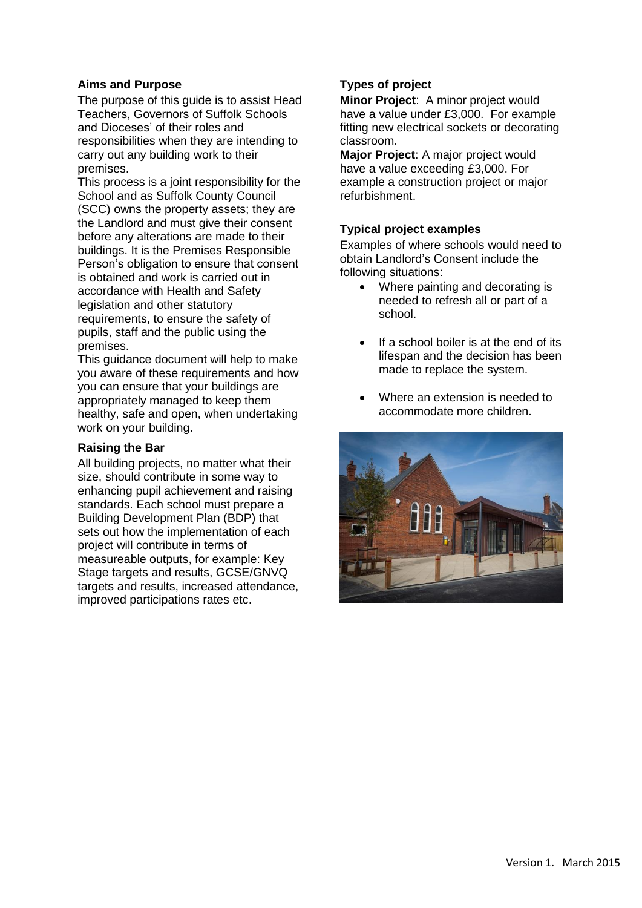### Aims and Purpose

The purpose of this guide is to assist Head Teachers, Governors of Suffolk Schools and Dioceses' of their roles and responsibilities when they are intending to carry out any building work to their premises.

This process is a joint responsibility for the School and as Suffolk County Council (SCC) owns the property assets; they are the Landlord and must give their consent before any alterations are made to their buildings. It is the Premises Responsible Person's obligation to ensure that consent is obtained and work is carried out in accordance with Health and Safety legislation and other statutory requirements, to ensure the safety of pupils, staff and the public using the premises.

This guidance document will help to make you aware of these requirements and how you can ensure that your buildings are appropriately managed to keep them healthy, safe and open, when undertaking work on your building.

### Raising the Bar

All building projects, no matter what their size, should contribute in some way to enhancing pupil achievement and raising standards. Each school must prepare a Building Development Plan (BDP) that sets out how the implementation of each project will contribute in terms of measureable outputs, for example: Key Stage targets and results, GCSE/GNVQ targets and results, increased attendance, improved participations rates etc.

### Types of project

**Minor Project**: A minor project would have a value under £3,000. For example fitting new electrical sockets or decorating classroom.

**Major Project**: A major project would have a value exceeding £3,000. For example a construction project or major refurbishment.

### Typical project examples

Examples of where schools would need to obtain Landlord's Consent include the following situations:

- Where painting and decorating is needed to refresh all or part of a school.
- If a school boiler is at the end of its lifespan and the decision has been made to replace the system.
- Where an extension is needed to accommodate more children.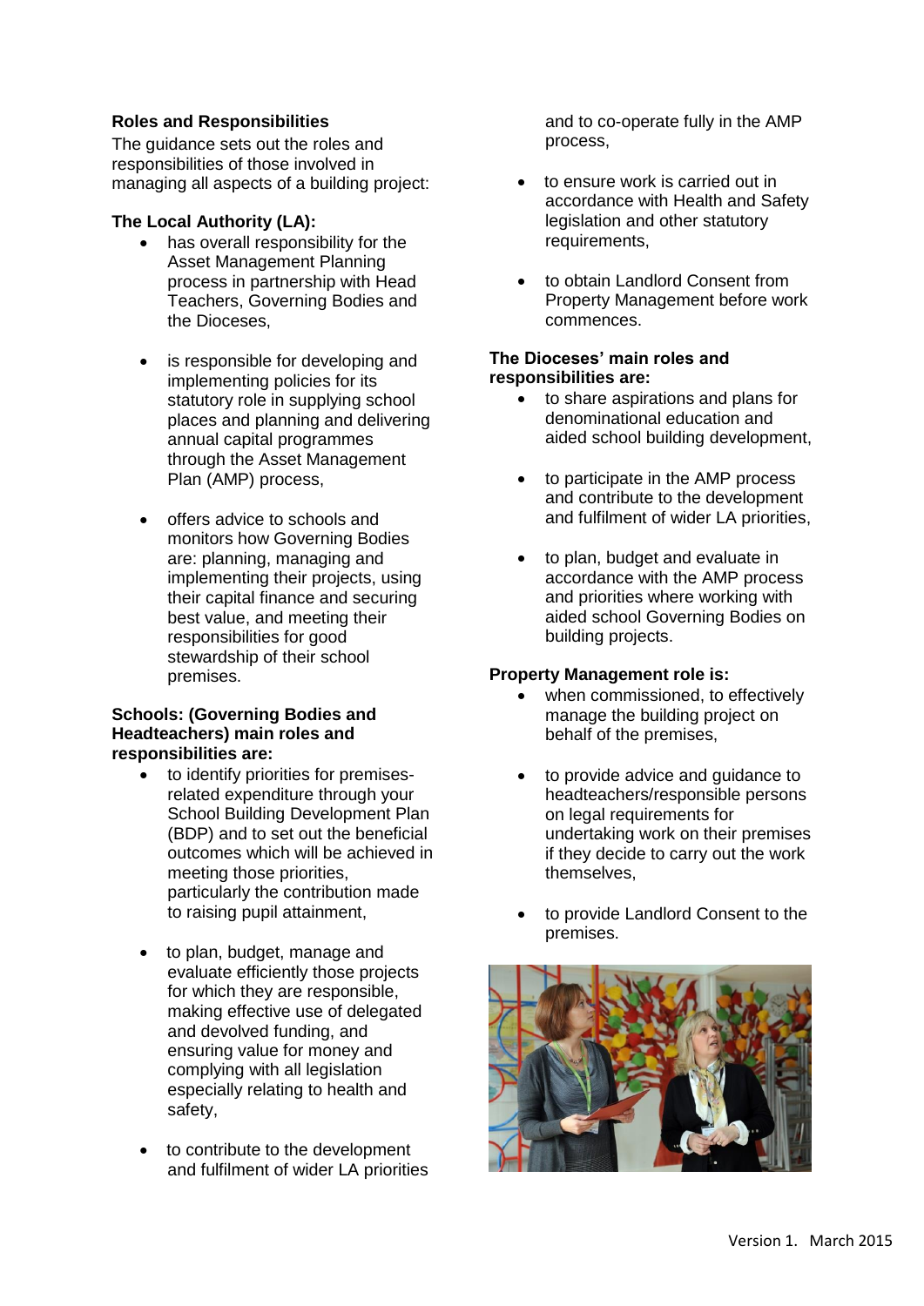## Roles and Responsibilities

The guidance sets out the roles and responsibilities of those involved in managing all aspects of a building project:

### The Local Authority (LA):

- has overall responsibility for the Asset Management Planning process in partnership with Head Teachers, Governing Bodies and the Dioceses,
- is responsible for developing and implementing policies for its statutory role in supplying school places and planning and delivering annual capital programmes through the Asset Management Plan (AMP) process,
- offers advice to schools and monitors how Governing Bodies are: planning, managing and implementing their projects, using their capital finance and securing best value, and meeting their responsibilities for good stewardship of their school premises.

### Schools: (Governing Bodies and Headteachers) main roles and responsibilities are:

- to identify priorities for premises-related expenditure through your School Building Development Plan (BDP) and to set out the beneficial outcomes which will be achieved in meeting those priorities, particularly the contribution made to raising pupil attainment,
- to plan, budget, manage and evaluate efficiently those projects for which they are responsible, making effective use of delegated and devolved funding, and ensuring value for money and complying with all legislation especially relating to health and safety,
- to contribute to the development and fulfilment of wider LA priorities and to co-operate fully in the AMP process,
- to ensure work is carried out in accordance with Health and Safety legislation and other statutory requirements,
- to obtain Landlord Consent from Property Management before work commences.

### The Dioceses' main roles and responsibilities are:

- to share aspirations and plans for denominational education and aided school building development,
- to participate in the AMP process and contribute to the development and fulfilment of wider LA priorities,
- to plan, budget and evaluate in accordance with the AMP process and priorities where working with aided school Governing Bodies on building projects.

### Property Management role is:

- when commissioned, to effectively manage the building project on behalf of the premises,
- to provide advice and guidance to headteachers/responsible persons on legal requirements for undertaking work on their premises if they decide to carry out the work themselves,
- to provide Landlord Consent to the premises.

Version 1. March 2015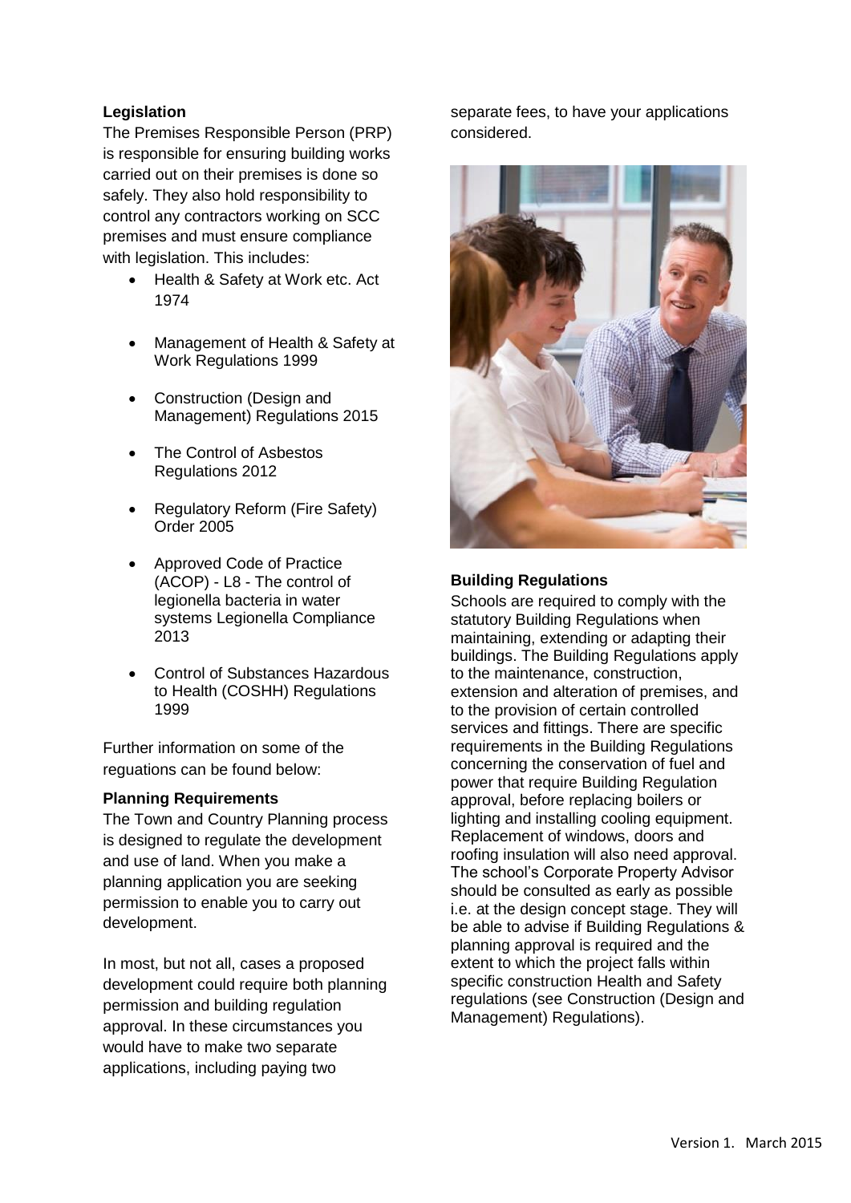### Legislation

The Premises Responsible Person (PRP) is responsible for ensuring building works carried out on their premises is done so safely. They also hold responsibility to control any contractors working on SCC premises and must ensure compliance with legislation. This includes:

- Health & Safety at Work etc. Act 1974
- Management of Health & Safety at Work Regulations 1999
- Construction (Design and Management) Regulations 2015
- The Control of Asbestos Regulations 2012
- Regulatory Reform (Fire Safety) Order 2005
- Approved Code of Practice (ACOP) - L8 - The control of legionella bacteria in water systems Legionella Compliance 2013
- Control of Substances Hazardous to Health (COSHH) Regulations 1999

Further information on some of the reguations can be found below:

### Planning Requirements

The Town and Country Planning process is designed to regulate the development and use of land. When you make a planning application you are seeking permission to enable you to carry out development.

In most, but not all, cases a proposed development could require both planning permission and building regulation approval. In these circumstances you would have to make two separate applications, including paying two separate fees, to have your applications considered.

### Building Regulations

Schools are required to comply with the statutory Building Regulations when maintaining, extending or adapting their buildings. The Building Regulations apply to the maintenance, construction, extension and alteration of premises, and to the provision of certain controlled services and fittings. There are specific requirements in the Building Regulations concerning the conservation of fuel and power that require Building Regulation approval, before replacing boilers or lighting and installing cooling equipment. Replacement of windows, doors and roofing insulation will also need approval. The school's Corporate Property Advisor should be consulted as early as possible i.e. at the design concept stage. They will be able to advise if Building Regulations & planning approval is required and the extent to which the project falls within specific construction Health and Safety regulations (see Construction (Design and Management) Regulations).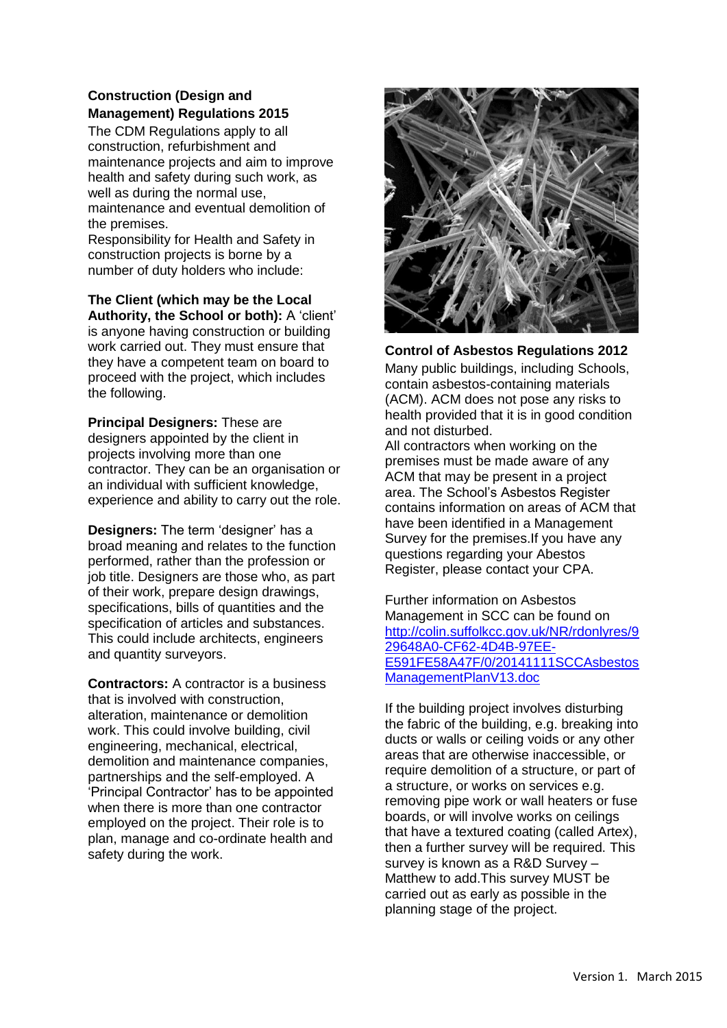**Construction (Design and Management) Regulations 2015**

The CDM Regulations apply to all construction, refurbishment and maintenance projects and aim to improve health and safety during such work, as well as during the normal use, maintenance and eventual demolition of the premises.

Responsibility for Health and Safety in construction projects is borne by a number of duty holders who include:

**The Client (which may be the Local Authority, the School or both):** A 'client' is anyone having construction or building work carried out. They must ensure that they have a competent team on board to proceed with the project, which includes the following.

**Principal Designers:** These are designers appointed by the client in projects involving more than one contractor. They can be an organisation or an individual with sufficient knowledge, experience and ability to carry out the role.

**Designers:** The term 'designer' has a broad meaning and relates to the function performed, rather than the profession or job title. Designers are those who, as part of their work, prepare design drawings, specifications, bills of quantities and the specification of articles and substances. This could include architects, engineers and quantity surveyors.

**Contractors:** A contractor is a business that is involved with construction, alteration, maintenance or demolition work. This could involve building, civil engineering, mechanical, electrical, demolition and maintenance companies, partnerships and the self-employed. A 'Principal Contractor' has to be appointed when there is more than one contractor employed on the project. Their role is to plan, manage and co-ordinate health and safety during the work.

**Control of Asbestos Regulations 2012**

Many public buildings, including Schools, contain asbestos-containing materials (ACM). ACM does not pose any risks to health provided that it is in good condition and not disturbed.

All contractors when working on the premises must be made aware of any ACM that may be present in a project area. The School's Asbestos Register contains information on areas of ACM that have been identified in a Management Survey for the premises.If you have any questions regarding your Abestos Register, please contact your CPA.

Further information on Asbestos Management in SCC can be found on [http://colin.suffolkcc.gov.uk/NR/rdonlyres/929648A0-CF62-4D4B-97EE-E591FE58A47F/0/20141111SCCAsbestosManagementPlanV13.doc](http://colin.suffolkcc.gov.uk/NR/rdonlyres/929648A0-CF62-4D4B-97EE-E591FE58A47F/0/20141111SCCAsbestosManagementPlanV13.doc)

If the building project involves disturbing the fabric of the building, e.g. breaking into ducts or walls or ceiling voids or any other areas that are otherwise inaccessible, or require demolition of a structure, or part of a structure, or works on services e.g. removing pipe work or wall heaters or fuse boards, or will involve works on ceilings that have a textured coating (called Artex), then a further survey will be required. This survey is known as a R&D Survey – Matthew to add.This survey MUST be carried out as early as possible in the planning stage of the project.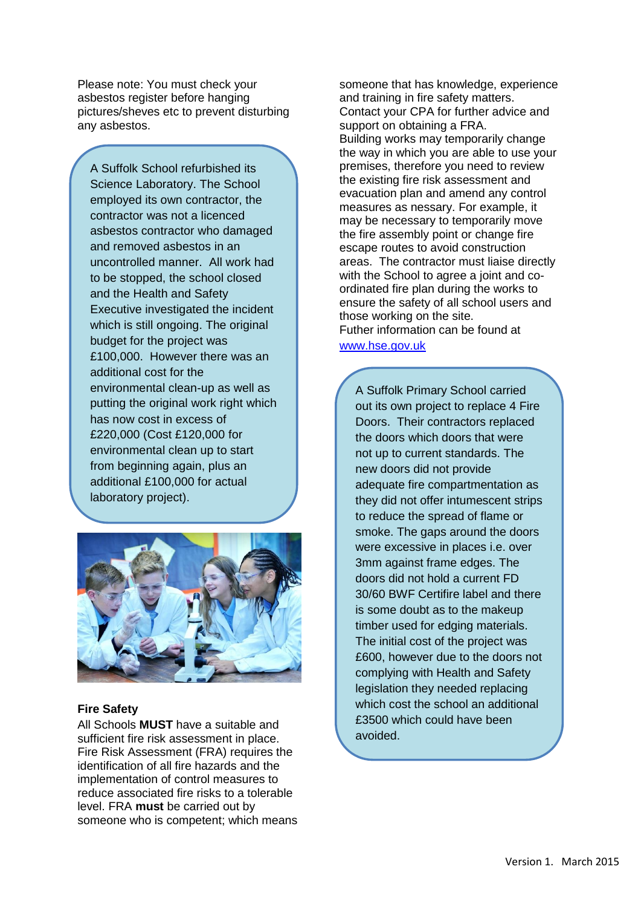Please note: You must check your asbestos register before hanging pictures/sheves etc to prevent disturbing any asbestos.

A Suffolk School refurbished its Science Laboratory. The School employed its own contractor, the contractor was not a licenced asbestos contractor who damaged and removed asbestos in an uncontrolled manner. All work had to be stopped, the school closed and the Health and Safety Executive investigated the incident which is still ongoing. The original budget for the project was £100,000. However there was an additional cost for the environmental clean-up as well as putting the original work right which has now cost in excess of £220,000 (Cost £120,000 for environmental clean up to start from beginning again, plus an additional £100,000 for actual laboratory project).

**Fire Safety**

All Schools **MUST** have a suitable and sufficient fire risk assessment in place. Fire Risk Assessment (FRA) requires the identification of all fire hazards and the implementation of control measures to reduce associated fire risks to a tolerable level. FRA **must** be carried out by someone who is competent; which means someone that has knowledge, experience and training in fire safety matters. Contact your CPA for further advice and support on obtaining a FRA.

Building works may temporarily change the way in which you are able to use your premises, therefore you need to review the existing fire risk assessment and evacuation plan and amend any control measures as nessary. For example, it may be necessary to temporarily move the fire assembly point or change fire escape routes to avoid construction areas. The contractor must liaise directly with the School to agree a joint and co-ordinated fire plan during the works to ensure the safety of all school users and those working on the site.

Futher information can be found at [www.hse.gov.uk](http://www.hse.gov.uk)

A Suffolk Primary School carried out its own project to replace 4 Fire Doors. Their contractors replaced the doors which doors that were not up to current standards. The new doors did not provide adequate fire compartmentation as they did not offer intumescent strips to reduce the spread of flame or smoke. The gaps around the doors were excessive in places i.e. over 3mm against frame edges. The doors did not hold a current FD 30/60 BWF Certifire label and there is some doubt as to the makeup timber used for edging materials. The initial cost of the project was £600, however due to the doors not complying with Health and Safety legislation they needed replacing which cost the school an additional £3500 which could have been avoided.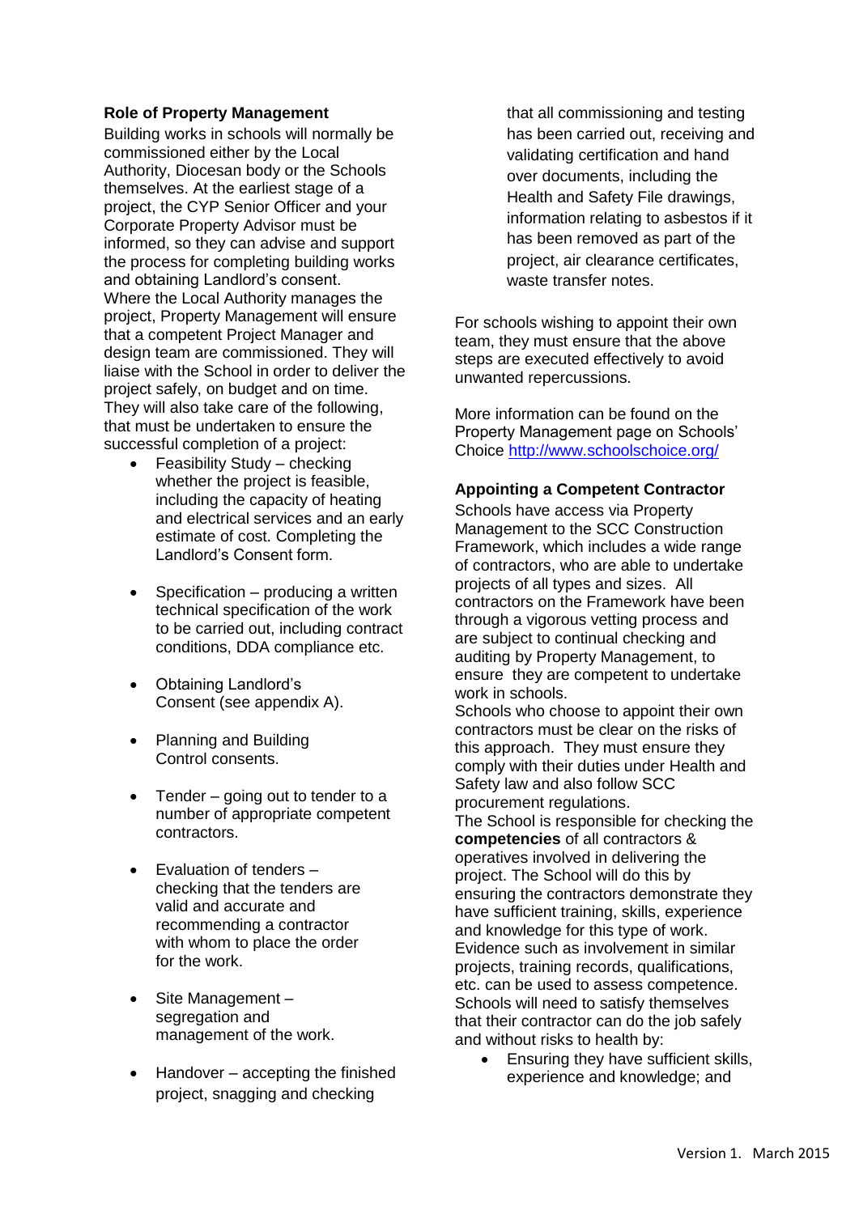**Role of Property Management**

Building works in schools will normally be commissioned either by the Local Authority, Diocesan body or the Schools themselves. At the earliest stage of a project, the CYP Senior Officer and your Corporate Property Advisor must be informed, so they can advise and support the process for completing building works and obtaining Landlord's consent.
Where the Local Authority manages the project, Property Management will ensure that a competent Project Manager and design team are commissioned. They will liaise with the School in order to deliver the project safely, on budget and on time.
They will also take care of the following, that must be undertaken to ensure the successful completion of a project:

- Feasibility Study – checking whether the project is feasible, including the capacity of heating and electrical services and an early estimate of cost. Completing the Landlord's Consent form.
- Specification – producing a written technical specification of the work to be carried out, including contract conditions, DDA compliance etc.
- Obtaining Landlord's Consent (see appendix A).
- Planning and Building Control consents.
- Tender – going out to tender to a number of appropriate competent contractors.
- Evaluation of tenders – checking that the tenders are valid and accurate and recommending a contractor with whom to place the order for the work.
- Site Management – segregation and management of the work.
- Handover – accepting the finished project, snagging and checking that all commissioning and testing has been carried out, receiving and validating certification and hand over documents, including the Health and Safety File drawings, information relating to asbestos if it has been removed as part of the project, air clearance certificates, waste transfer notes.

For schools wishing to appoint their own team, they must ensure that the above steps are executed effectively to avoid unwanted repercussions.

More information can be found on the Property Management page on Schools' Choice http://www.schoolschoice.org/

**Appointing a Competent Contractor**

Schools have access via Property Management to the SCC Construction Framework, which includes a wide range of contractors, who are able to undertake projects of all types and sizes. All contractors on the Framework have been through a vigorous vetting process and are subject to continual checking and auditing by Property Management, to ensure they are competent to undertake work in schools.
Schools who choose to appoint their own contractors must be clear on the risks of this approach. They must ensure they comply with their duties under Health and Safety law and also follow SCC procurement regulations.
The School is responsible for checking the **competencies** of all contractors & operatives involved in delivering the project. The School will do this by ensuring the contractors demonstrate they have sufficient training, skills, experience and knowledge for this type of work. Evidence such as involvement in similar projects, training records, qualifications, etc. can be used to assess competence.
Schools will need to satisfy themselves that their contractor can do the job safely and without risks to health by:

- Ensuring they have sufficient skills, experience and knowledge; and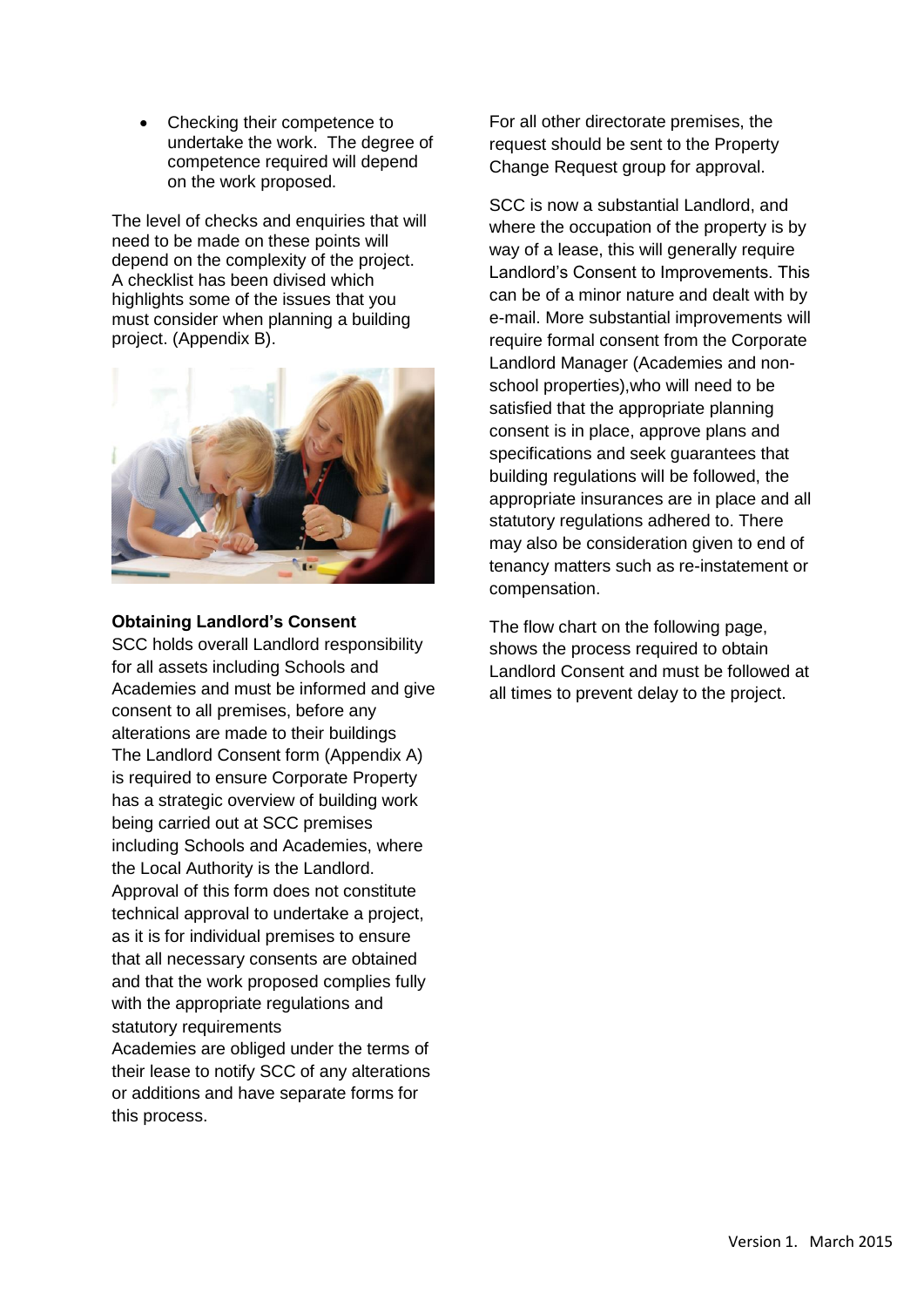- Checking their competence to undertake the work. The degree of competence required will depend on the work proposed.

The level of checks and enquiries that will need to be made on these points will depend on the complexity of the project. A checklist has been divised which highlights some of the issues that you must consider when planning a building project. (Appendix B).

**Obtaining Landlord's Consent**

SCC holds overall Landlord responsibility for all assets including Schools and Academies and must be informed and give consent to all premises, before any alterations are made to their buildings The Landlord Consent form (Appendix A) is required to ensure Corporate Property has a strategic overview of building work being carried out at SCC premises including Schools and Academies, where the Local Authority is the Landlord. Approval of this form does not constitute technical approval to undertake a project, as it is for individual premises to ensure that all necessary consents are obtained and that the work proposed complies fully with the appropriate regulations and statutory requirements

Academies are obliged under the terms of their lease to notify SCC of any alterations or additions and have separate forms for this process.

For all other directorate premises, the request should be sent to the Property Change Request group for approval.

SCC is now a substantial Landlord, and where the occupation of the property is by way of a lease, this will generally require Landlord's Consent to Improvements. This can be of a minor nature and dealt with by e-mail. More substantial improvements will require formal consent from the Corporate Landlord Manager (Academies and non-school properties),who will need to be satisfied that the appropriate planning consent is in place, approve plans and specifications and seek guarantees that building regulations will be followed, the appropriate insurances are in place and all statutory regulations adhered to. There may also be consideration given to end of tenancy matters such as re-instatement or compensation.

The flow chart on the following page, shows the process required to obtain Landlord Consent and must be followed at all times to prevent delay to the project.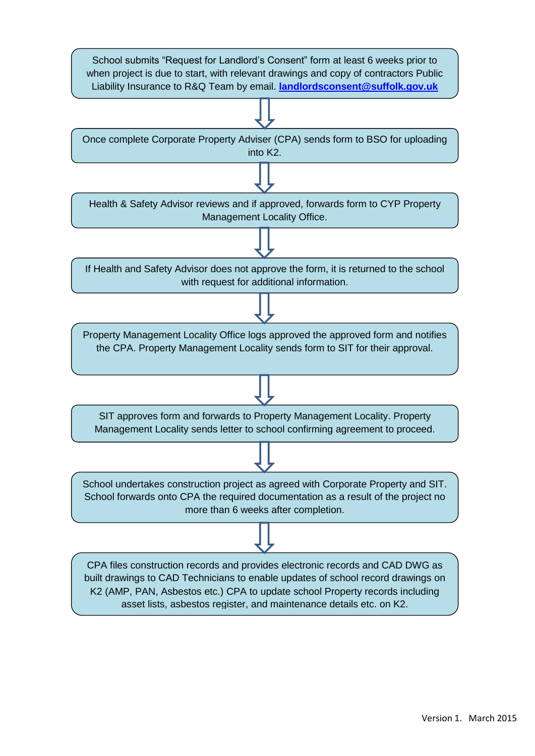School submits “Request for Landlord’s Consent” form at least 6 weeks prior to when project is due to start, with relevant drawings and copy of contractors Public Liability Insurance to R&Q Team by email. **landlordsconsent@suffolk.gov.uk**

↓

Once complete Corporate Property Adviser (CPA) sends form to BSO for uploading into K2.

↓

Health & Safety Advisor reviews and if approved, forwards form to CYP Property Management Locality Office.

↓

If Health and Safety Advisor does not approve the form, it is returned to the school with request for additional information.

↓

Property Management Locality Office logs approved the approved form and notifies the CPA. Property Management Locality sends form to SIT for their approval.

↓

SIT approves form and forwards to Property Management Locality. Property Management Locality sends letter to school confirming agreement to proceed.

↓

School undertakes construction project as agreed with Corporate Property and SIT. School forwards onto CPA the required documentation as a result of the project no more than 6 weeks after completion.

↓

CPA files construction records and provides electronic records and CAD DWG as built drawings to CAD Technicians to enable updates of school record drawings on K2 (AMP, PAN, Asbestos etc.) CPA to update school Property records including asset lists, asbestos register, and maintenance details etc. on K2.

Version 1. March 2015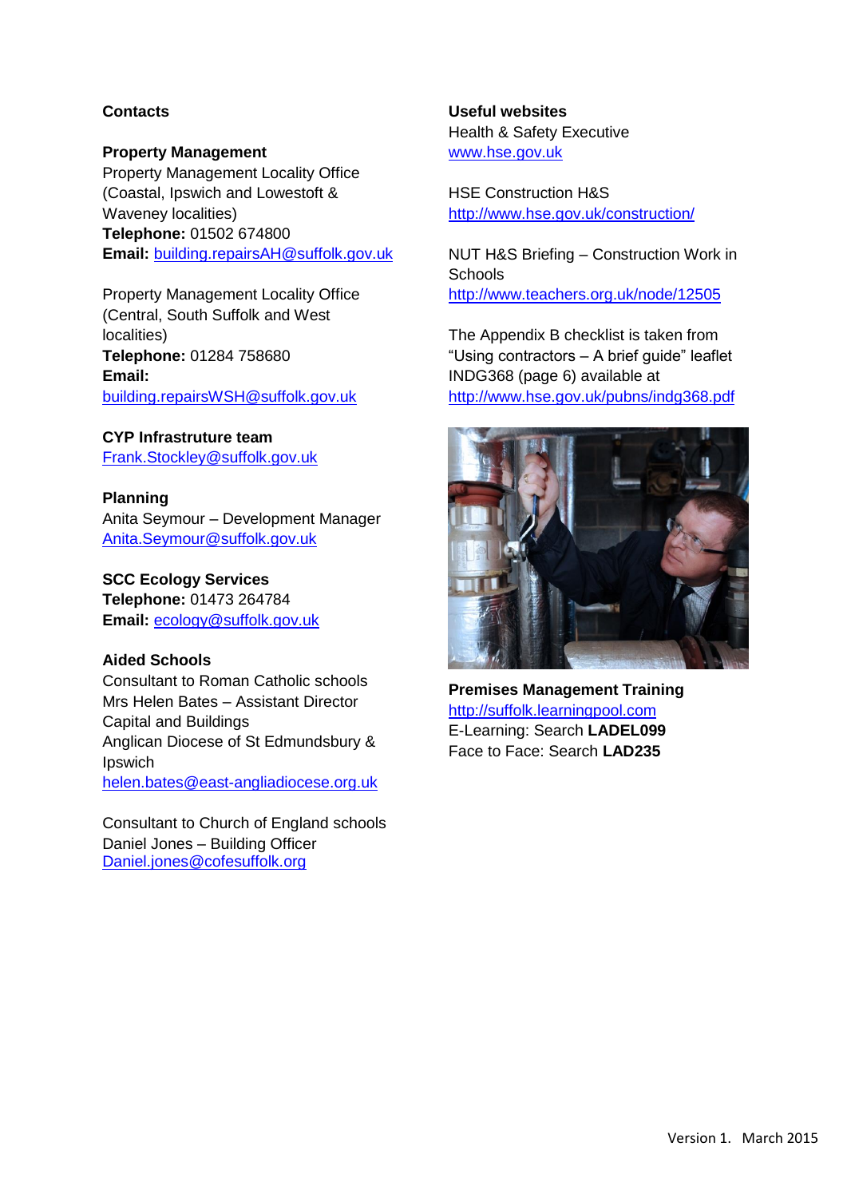## Contacts

### Property Management

Property Management Locality Office (Coastal, Ipswich and Lowestoft & Waveney localities)
**Telephone:** 01502 674800
**Email:** building.repairsAH@suffolk.gov.uk

Property Management Locality Office (Central, South Suffolk and West localities)
**Telephone:** 01284 758680
**Email:** building.repairsWSH@suffolk.gov.uk

### CYP Infrastruture team

Frank.Stockley@suffolk.gov.uk

### Planning

Anita Seymour – Development Manager
Anita.Seymour@suffolk.gov.uk

### SCC Ecology Services

**Telephone:** 01473 264784
**Email:** ecology@suffolk.gov.uk

### Aided Schools

Consultant to Roman Catholic schools
Mrs Helen Bates – Assistant Director Capital and Buildings
Anglican Diocese of St Edmundsbury & Ipswich
helen.bates@east-angliadiocese.org.uk

Consultant to Church of England schools
Daniel Jones – Building Officer
Daniel.jones@cofesuffolk.org

## Useful websites

Health & Safety Executive
www.hse.gov.uk

HSE Construction H&S
http://www.hse.gov.uk/construction/

NUT H&S Briefing – Construction Work in Schools
http://www.teachers.org.uk/node/12505

The Appendix B checklist is taken from "Using contractors – A brief guide" leaflet INDG368 (page 6) available at
http://www.hse.gov.uk/pubns/indg368.pdf

### Premises Management Training

http://suffolk.learningpool.com
E-Learning: Search **LADEL099**
Face to Face: Search **LAD235**

Version 1. March 2015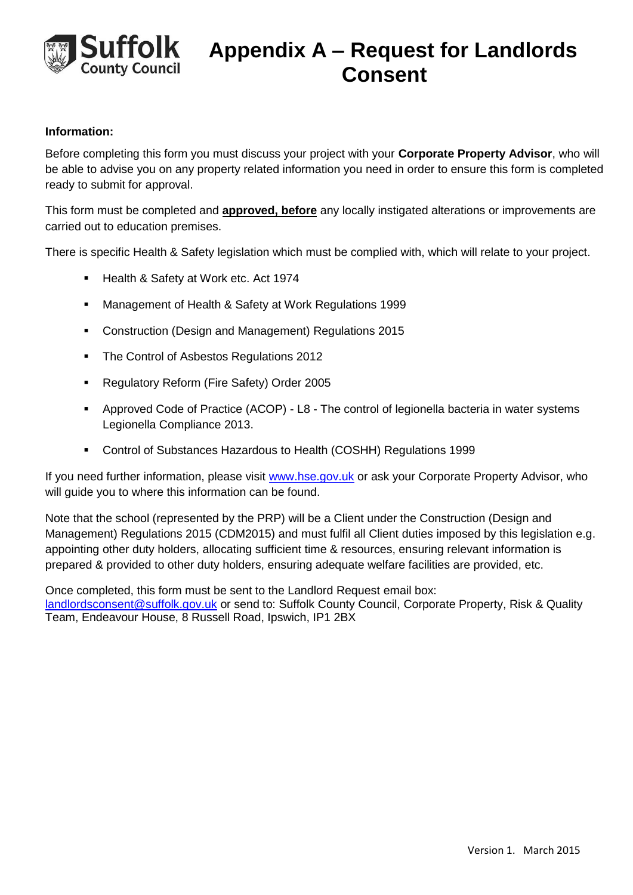# Appendix A – Request for Landlords Consent

**Information:**

Before completing this form you must discuss your project with your **Corporate Property Advisor**, who will be able to advise you on any property related information you need in order to ensure this form is completed ready to submit for approval.

This form must be completed and **approved, before** any locally instigated alterations or improvements are carried out to education premises.

There is specific Health & Safety legislation which must be complied with, which will relate to your project.

- Health & Safety at Work etc. Act 1974
- Management of Health & Safety at Work Regulations 1999
- Construction (Design and Management) Regulations 2015
- The Control of Asbestos Regulations 2012
- Regulatory Reform (Fire Safety) Order 2005
- Approved Code of Practice (ACOP) - L8 - The control of legionella bacteria in water systems Legionella Compliance 2013.
- Control of Substances Hazardous to Health (COSHH) Regulations 1999

If you need further information, please visit www.hse.gov.uk or ask your Corporate Property Advisor, who will guide you to where this information can be found.

Note that the school (represented by the PRP) will be a Client under the Construction (Design and Management) Regulations 2015 (CDM2015) and must fulfil all Client duties imposed by this legislation e.g. appointing other duty holders, allocating sufficient time & resources, ensuring relevant information is prepared & provided to other duty holders, ensuring adequate welfare facilities are provided, etc.

Once completed, this form must be sent to the Landlord Request email box: landlordsconsent@suffolk.gov.uk or send to: Suffolk County Council, Corporate Property, Risk & Quality Team, Endeavour House, 8 Russell Road, Ipswich, IP1 2BX

Version 1. March 2015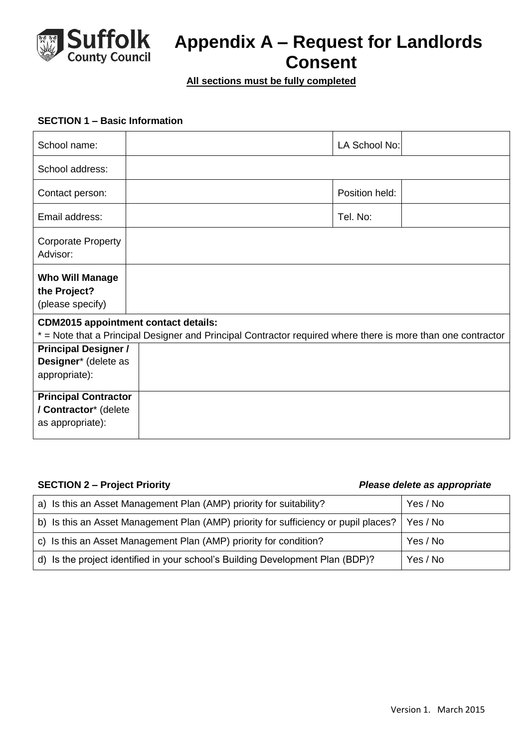# Appendix A – Request for Landlords Consent

**All sections must be fully completed**

**SECTION 1 – Basic Information**

| School name: | | LA School No: | |
|---|---|---|---|
| School address: | | | |
| Contact person: | | Position held: | |
| Email address: | | Tel. No: | |
| Corporate Property Advisor: | | | |
| **Who Will Manage the Project?** (please specify) | | | |
| **CDM2015 appointment contact details:** * = Note that a Principal Designer and Principal Contractor required where there is more than one contractor | | | |
| **Principal Designer / Designer*** (delete as appropriate): | | | |
| **Principal Contractor / Contractor*** (delete as appropriate): | | | |

**SECTION 2 – Project Priority** ***Please delete as appropriate***

| | |
|---|---|
| a) Is this an Asset Management Plan (AMP) priority for suitability? | Yes / No |
| b) Is this an Asset Management Plan (AMP) priority for sufficiency or pupil places? | Yes / No |
| c) Is this an Asset Management Plan (AMP) priority for condition? | Yes / No |
| d) Is the project identified in your school's Building Development Plan (BDP)? | Yes / No |

Version 1. March 2015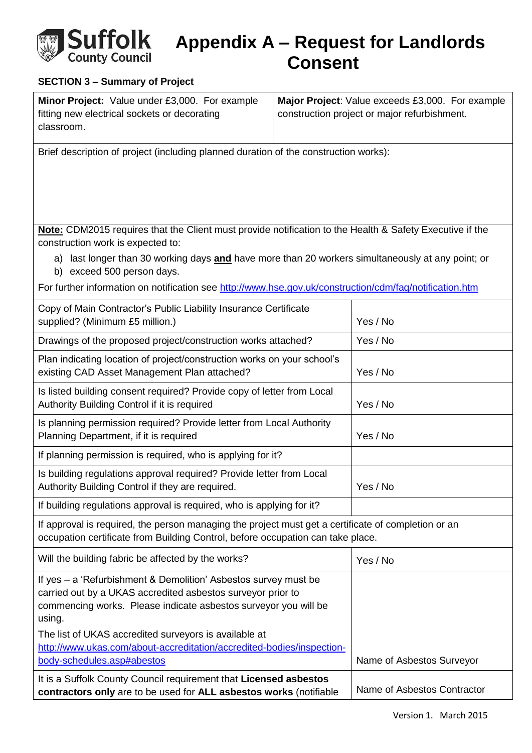# Appendix A – Request for Landlords Consent

Suffolk County Council

**SECTION 3 – Summary of Project**

| **Minor Project:** Value under £3,000. For example fitting new electrical sockets or decorating classroom. | **Major Project**: Value exceeds £3,000. For example construction project or major refurbishment. |
|---|---|

Brief description of project (including planned duration of the construction works):

**Note:** CDM2015 requires that the Client must provide notification to the Health & Safety Executive if the construction work is expected to:

a) last longer than 30 working days **and** have more than 20 workers simultaneously at any point; or
b) exceed 500 person days.

For further information on notification see http://www.hse.gov.uk/construction/cdm/faq/notification.htm

| | |
|---|---|
| Copy of Main Contractor's Public Liability Insurance Certificate supplied? (Minimum £5 million.) | Yes / No |
| Drawings of the proposed project/construction works attached? | Yes / No |
| Plan indicating location of project/construction works on your school's existing CAD Asset Management Plan attached? | Yes / No |
| Is listed building consent required? Provide copy of letter from Local Authority Building Control if it is required | Yes / No |
| Is planning permission required? Provide letter from Local Authority Planning Department, if it is required | Yes / No |
| If planning permission is required, who is applying for it? | |
| Is building regulations approval required? Provide letter from Local Authority Building Control if they are required. | Yes / No |
| If building regulations approval is required, who is applying for it? | |
| If approval is required, the person managing the project must get a certificate of completion or an occupation certificate from Building Control, before occupation can take place. | |
| Will the building fabric be affected by the works? | Yes / No |
| If yes – a 'Refurbishment & Demolition' Asbestos survey must be carried out by a UKAS accredited asbestos surveyor prior to commencing works. Please indicate asbestos surveyor you will be using. The list of UKAS accredited surveyors is available at http://www.ukas.com/about-accreditation/accredited-bodies/inspection-body-schedules.asp#abestos | Name of Asbestos Surveyor |
| It is a Suffolk County Council requirement that **Licensed asbestos contractors only** are to be used for **ALL asbestos works** (notifiable | Name of Asbestos Contractor |

Version 1. March 2015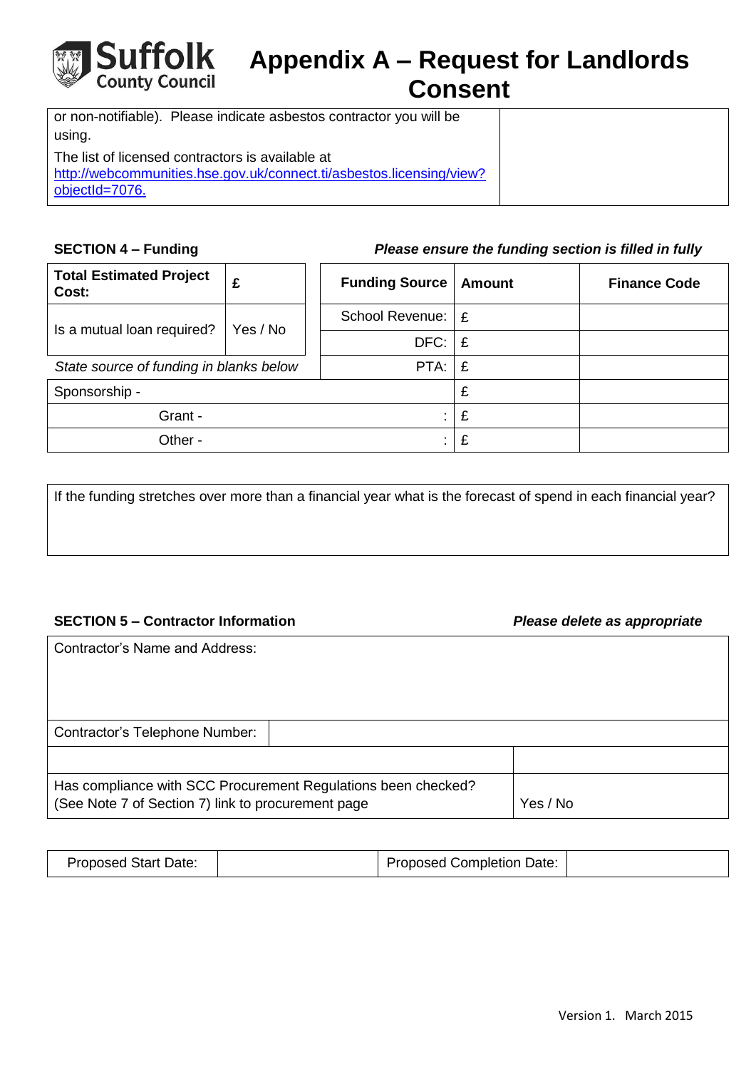# Appendix A – Request for Landlords Consent

| or non-notifiable). Please indicate asbestos contractor you will be using.<br><br>The list of licensed contractors is available at [http://webcommunities.hse.gov.uk/connect.ti/asbestos.licensing/view?objectId=7076.](http://webcommunities.hse.gov.uk/connect.ti/asbestos.licensing/view?objectId=7076) | |
|---|---|

**SECTION 4 – Funding** ***Please ensure the funding section is filled in fully***

| **Total Estimated Project Cost:** | **£** | **Funding Source** | **Amount** | **Finance Code** |
|---|---|---|---|---|
| Is a mutual loan required? | Yes / No | School Revenue: | £ | |
| | | DFC: | £ | |
| *State source of funding in blanks below* | | PTA: | £ | |
| Sponsorship - | | | £ | |
| Grant - | | : | £ | |
| Other - | | : | £ | |

| If the funding stretches over more than a financial year what is the forecast of spend in each financial year? |
|---|
| |

**SECTION 5 – Contractor Information** ***Please delete as appropriate***

| Contractor's Name and Address: | |
|---|---|
| Contractor's Telephone Number: | |
| | |
| Has compliance with SCC Procurement Regulations been checked? (See Note 7 of Section 7) link to procurement page | Yes / No |

| Proposed Start Date: | | Proposed Completion Date: | |
|---|---|---|---|

Version 1. March 2015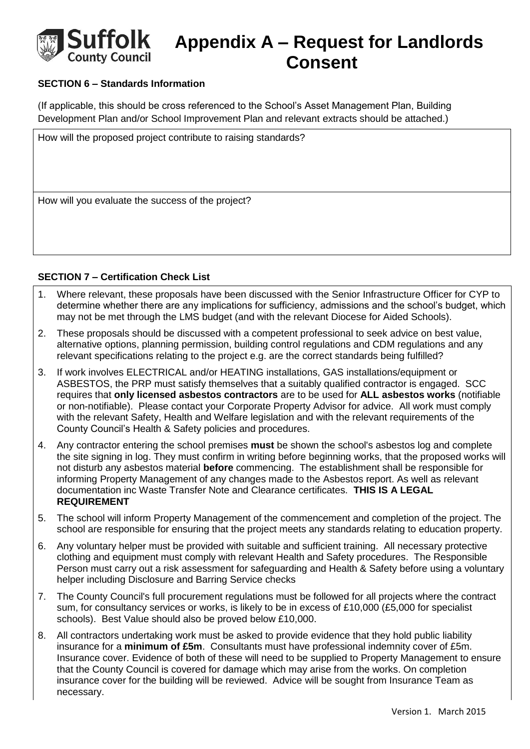# Appendix A – Request for Landlords Consent

**SECTION 6 – Standards Information**

(If applicable, this should be cross referenced to the School's Asset Management Plan, Building Development Plan and/or School Improvement Plan and relevant extracts should be attached.)

| How will the proposed project contribute to raising standards? |
| --- |
| How will you evaluate the success of the project? |

**SECTION 7 – Certification Check List**

1. Where relevant, these proposals have been discussed with the Senior Infrastructure Officer for CYP to determine whether there are any implications for sufficiency, admissions and the school's budget, which may not be met through the LMS budget (and with the relevant Diocese for Aided Schools).
2. These proposals should be discussed with a competent professional to seek advice on best value, alternative options, planning permission, building control regulations and CDM regulations and any relevant specifications relating to the project e.g. are the correct standards being fulfilled?
3. If work involves ELECTRICAL and/or HEATING installations, GAS installations/equipment or ASBESTOS, the PRP must satisfy themselves that a suitably qualified contractor is engaged. SCC requires that **only licensed asbestos contractors** are to be used for **ALL asbestos works** (notifiable or non-notifiable). Please contact your Corporate Property Advisor for advice. All work must comply with the relevant Safety, Health and Welfare legislation and with the relevant requirements of the County Council's Health & Safety policies and procedures.
4. Any contractor entering the school premises **must** be shown the school's asbestos log and complete the site signing in log. They must confirm in writing before beginning works, that the proposed works will not disturb any asbestos material **before** commencing. The establishment shall be responsible for informing Property Management of any changes made to the Asbestos report. As well as relevant documentation inc Waste Transfer Note and Clearance certificates. **THIS IS A LEGAL REQUIREMENT**
5. The school will inform Property Management of the commencement and completion of the project. The school are responsible for ensuring that the project meets any standards relating to education property.
6. Any voluntary helper must be provided with suitable and sufficient training. All necessary protective clothing and equipment must comply with relevant Health and Safety procedures. The Responsible Person must carry out a risk assessment for safeguarding and Health & Safety before using a voluntary helper including Disclosure and Barring Service checks
7. The County Council's full procurement regulations must be followed for all projects where the contract sum, for consultancy services or works, is likely to be in excess of £10,000 (£5,000 for specialist schools). Best Value should also be proved below £10,000.
8. All contractors undertaking work must be asked to provide evidence that they hold public liability insurance for a **minimum of £5m**. Consultants must have professional indemnity cover of £5m. Insurance cover. Evidence of both of these will need to be supplied to Property Management to ensure that the County Council is covered for damage which may arise from the works. On completion insurance cover for the building will be reviewed. Advice will be sought from Insurance Team as necessary.

Version 1. March 2015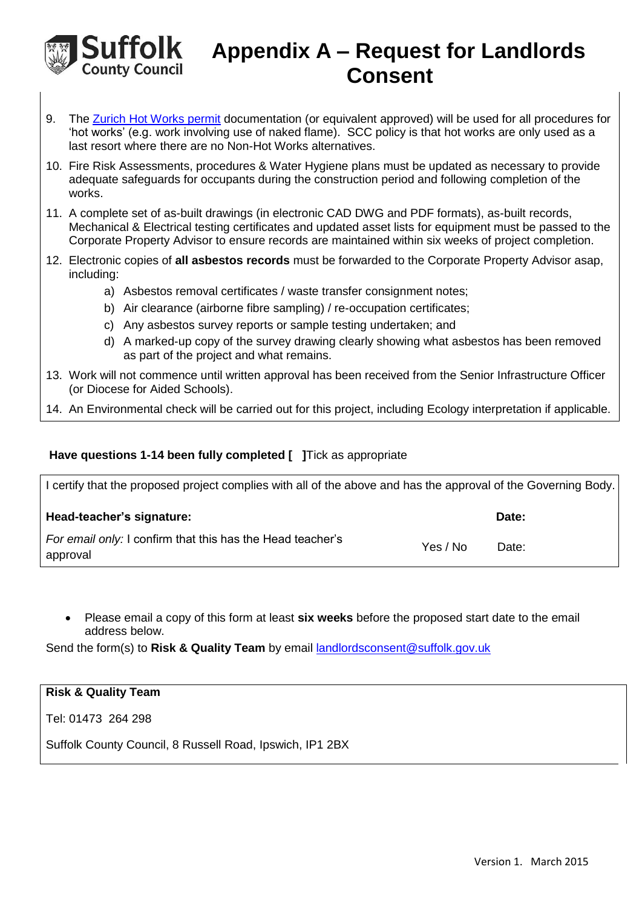# Appendix A – Request for Landlords Consent

9. The [Zurich Hot Works permit](#) documentation (or equivalent approved) will be used for all procedures for 'hot works' (e.g. work involving use of naked flame). SCC policy is that hot works are only used as a last resort where there are no Non-Hot Works alternatives.
10. Fire Risk Assessments, procedures & Water Hygiene plans must be updated as necessary to provide adequate safeguards for occupants during the construction period and following completion of the works.
11. A complete set of as-built drawings (in electronic CAD DWG and PDF formats), as-built records, Mechanical & Electrical testing certificates and updated asset lists for equipment must be passed to the Corporate Property Advisor to ensure records are maintained within six weeks of project completion.
12. Electronic copies of **all asbestos records** must be forwarded to the Corporate Property Advisor asap, including:
    a) Asbestos removal certificates / waste transfer consignment notes;
    b) Air clearance (airborne fibre sampling) / re-occupation certificates;
    c) Any asbestos survey reports or sample testing undertaken; and
    d) A marked-up copy of the survey drawing clearly showing what asbestos has been removed as part of the project and what remains.
13. Work will not commence until written approval has been received from the Senior Infrastructure Officer (or Diocese for Aided Schools).
14. An Environmental check will be carried out for this project, including Ecology interpretation if applicable.

**Have questions 1-14 been fully completed [ ]** Tick as appropriate

| I certify that the proposed project complies with all of the above and has the approval of the Governing Body. | | |
|---|---|---|
| **Head-teacher's signature:** | | **Date:** |
| *For email only:* I confirm that this has the Head teacher's approval | Yes / No | Date: |

- Please email a copy of this form at least **six weeks** before the proposed start date to the email address below.

Send the form(s) to **Risk & Quality Team** by email [landlordsconsent@suffolk.gov.uk](mailto:landlordsconsent@suffolk.gov.uk)

**Risk & Quality Team**

Tel: 01473 264 298

Suffolk County Council, 8 Russell Road, Ipswich, IP1 2BX

Version 1. March 2015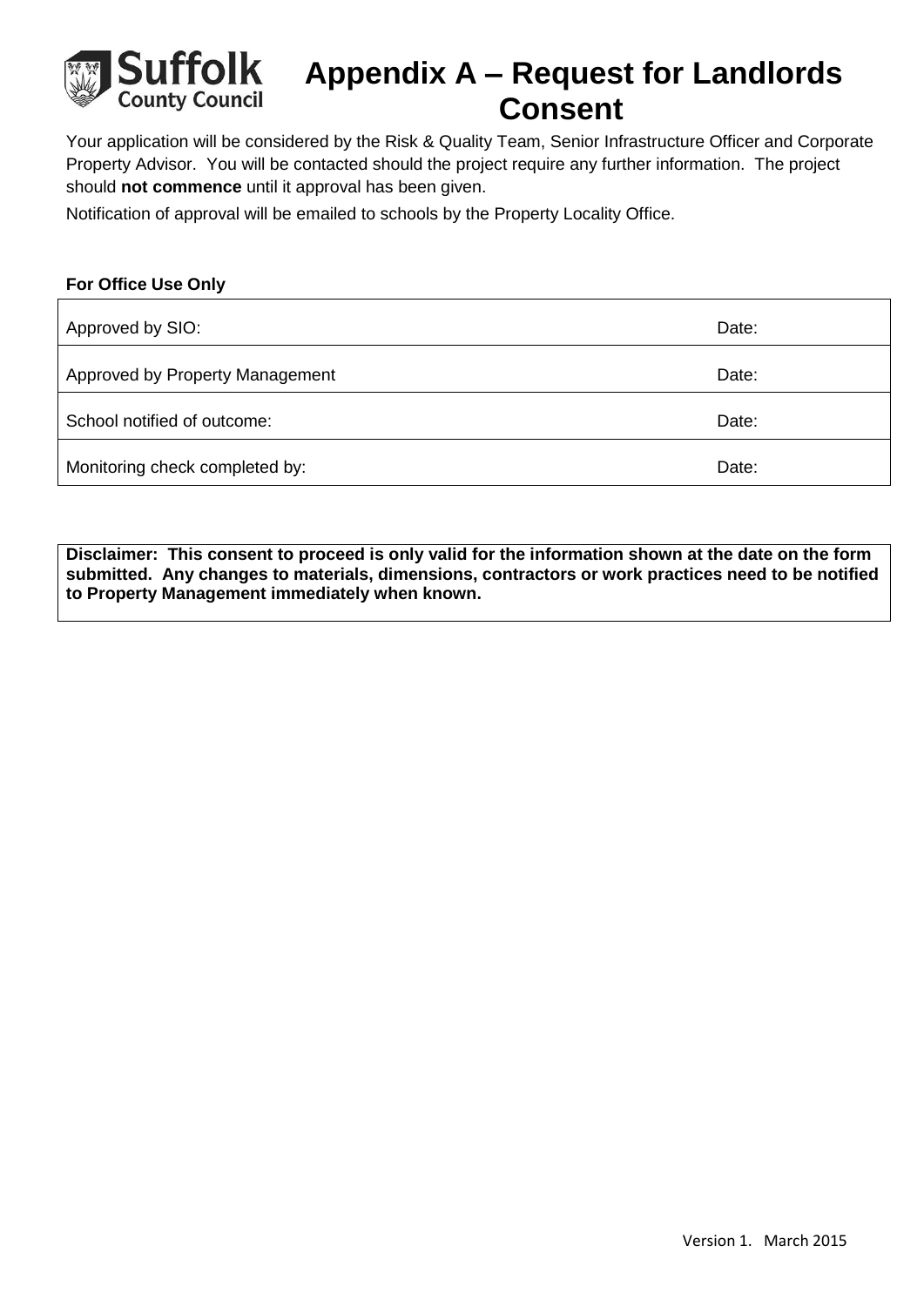# Appendix A – Request for Landlords Consent

Your application will be considered by the Risk & Quality Team, Senior Infrastructure Officer and Corporate Property Advisor. You will be contacted should the project require any further information. The project should **not commence** until it approval has been given.

Notification of approval will be emailed to schools by the Property Locality Office.

**For Office Use Only**

| | |
|---|---|
| Approved by SIO: | Date: |
| Approved by Property Management | Date: |
| School notified of outcome: | Date: |
| Monitoring check completed by: | Date: |

**Disclaimer: This consent to proceed is only valid for the information shown at the date on the form submitted. Any changes to materials, dimensions, contractors or work practices need to be notified to Property Management immediately when known.**

Version 1. March 2015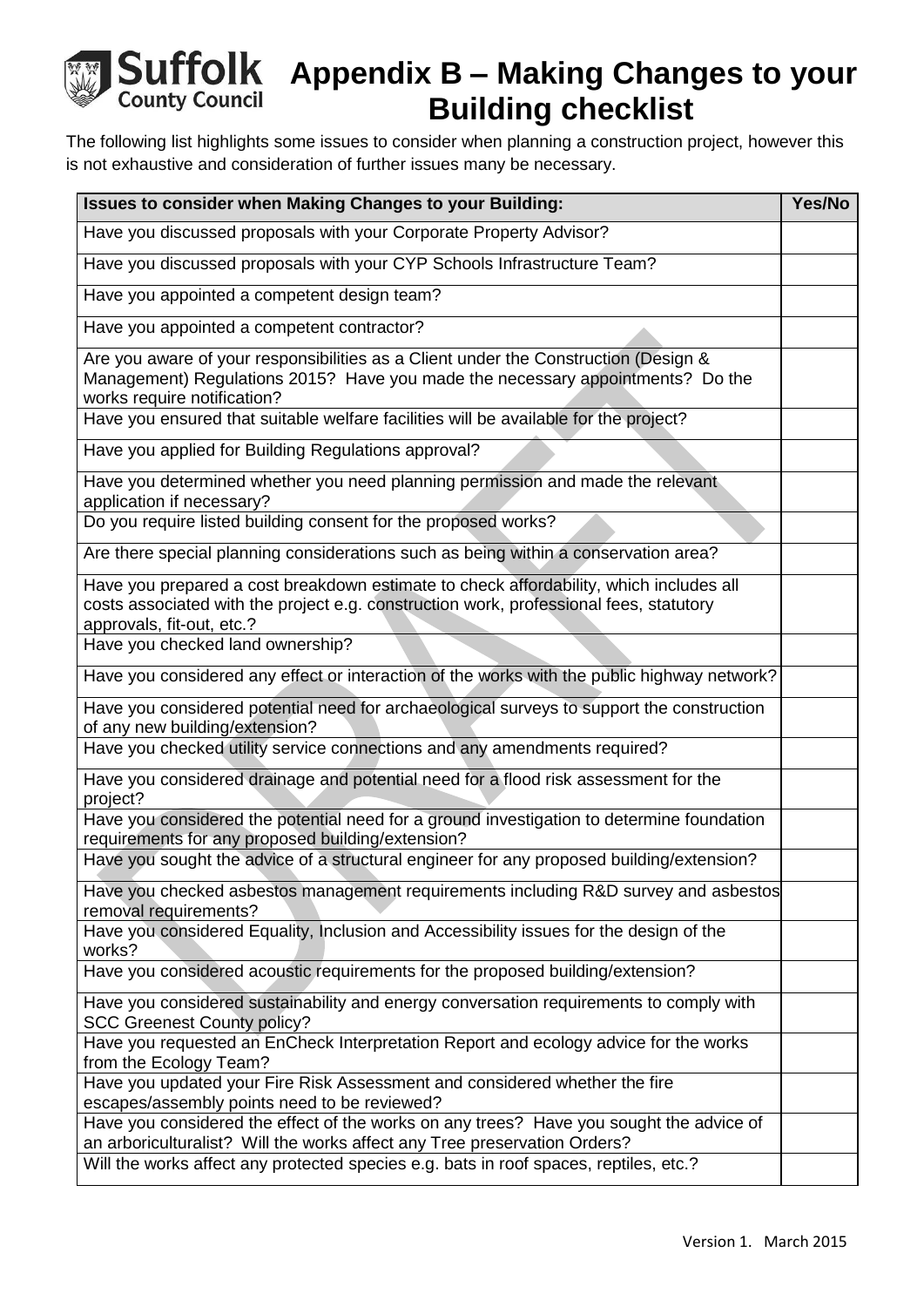# Appendix B – Making Changes to your Building checklist

The following list highlights some issues to consider when planning a construction project, however this is not exhaustive and consideration of further issues many be necessary.

| Issues to consider when Making Changes to your Building: | Yes/No |
|---|---|
| Have you discussed proposals with your Corporate Property Advisor? | |
| Have you discussed proposals with your CYP Schools Infrastructure Team? | |
| Have you appointed a competent design team? | |
| Have you appointed a competent contractor? | |
| Are you aware of your responsibilities as a Client under the Construction (Design & Management) Regulations 2015? Have you made the necessary appointments? Do the works require notification? | |
| Have you ensured that suitable welfare facilities will be available for the project? | |
| Have you applied for Building Regulations approval? | |
| Have you determined whether you need planning permission and made the relevant application if necessary? | |
| Do you require listed building consent for the proposed works? | |
| Are there special planning considerations such as being within a conservation area? | |
| Have you prepared a cost breakdown estimate to check affordability, which includes all costs associated with the project e.g. construction work, professional fees, statutory approvals, fit-out, etc.? | |
| Have you checked land ownership? | |
| Have you considered any effect or interaction of the works with the public highway network? | |
| Have you considered potential need for archaeological surveys to support the construction of any new building/extension? | |
| Have you checked utility service connections and any amendments required? | |
| Have you considered drainage and potential need for a flood risk assessment for the project? | |
| Have you considered the potential need for a ground investigation to determine foundation requirements for any proposed building/extension? | |
| Have you sought the advice of a structural engineer for any proposed building/extension? | |
| Have you checked asbestos management requirements including R&D survey and asbestos removal requirements? | |
| Have you considered Equality, Inclusion and Accessibility issues for the design of the works? | |
| Have you considered acoustic requirements for the proposed building/extension? | |
| Have you considered sustainability and energy conversation requirements to comply with SCC Greenest County policy? | |
| Have you requested an EnCheck Interpretation Report and ecology advice for the works from the Ecology Team? | |
| Have you updated your Fire Risk Assessment and considered whether the fire escapes/assembly points need to be reviewed? | |
| Have you considered the effect of the works on any trees? Have you sought the advice of an arboriculturalist? Will the works affect any Tree preservation Orders? | |
| Will the works affect any protected species e.g. bats in roof spaces, reptiles, etc.? | |

Version 1. March 2015